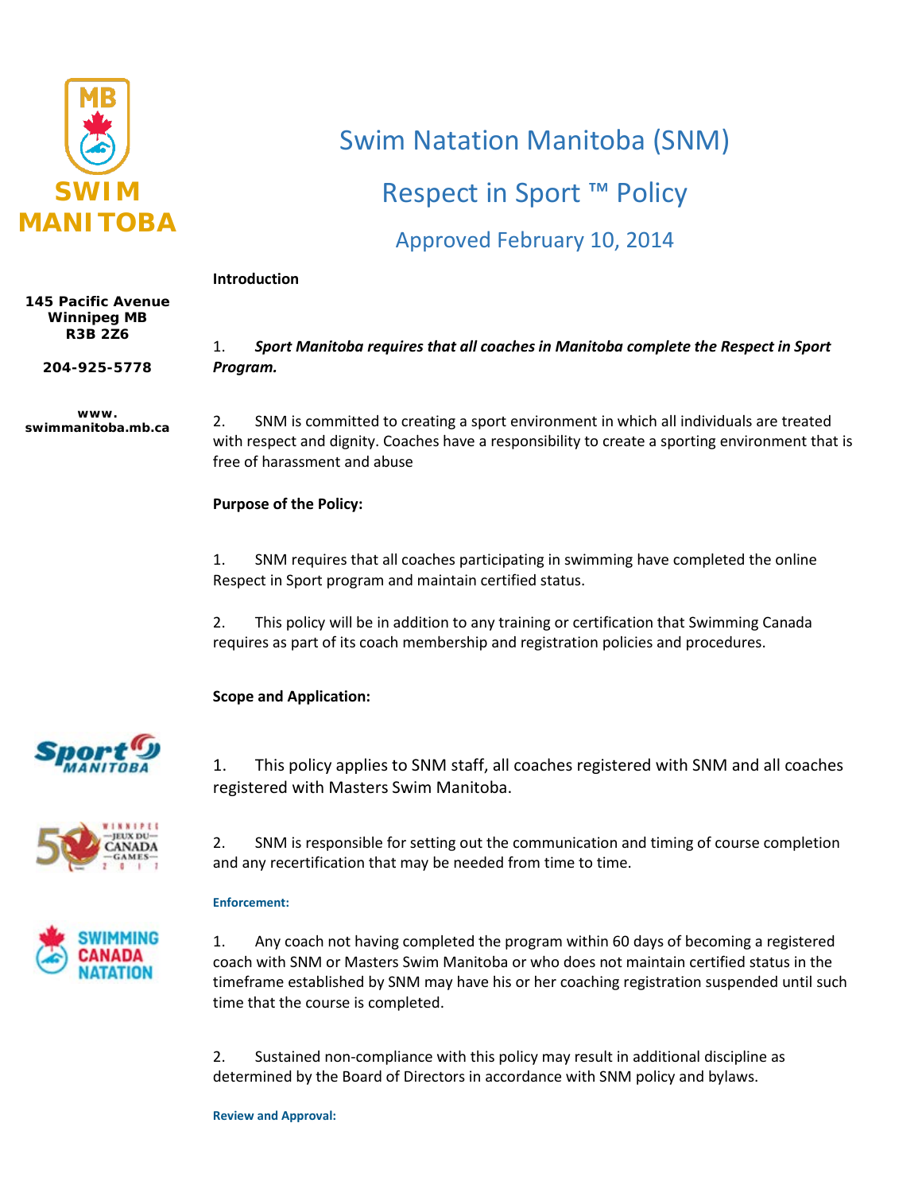# Swim Natation Manitoba (SNM)

## Respect in Sport ™ Policy

### Approved February 10, 2014

145 Pacific Avenue
Winnipeg MB
R3B 2Z6

204-925-5778

www.swimmanitoba.mb.ca

**Introduction**

1. ***Sport Manitoba requires that all coaches in Manitoba complete the Respect in Sport Program.***

2. SNM is committed to creating a sport environment in which all individuals are treated with respect and dignity. Coaches have a responsibility to create a sporting environment that is free of harassment and abuse

**Purpose of the Policy:**

1. SNM requires that all coaches participating in swimming have completed the online Respect in Sport program and maintain certified status.

2. This policy will be in addition to any training or certification that Swimming Canada requires as part of its coach membership and registration policies and procedures.

**Scope and Application:**

1. This policy applies to SNM staff, all coaches registered with SNM and all coaches registered with Masters Swim Manitoba.

2. SNM is responsible for setting out the communication and timing of course completion and any recertification that may be needed from time to time.

**Enforcement:**

1. Any coach not having completed the program within 60 days of becoming a registered coach with SNM or Masters Swim Manitoba or who does not maintain certified status in the timeframe established by SNM may have his or her coaching registration suspended until such time that the course is completed.

2. Sustained non-compliance with this policy may result in additional discipline as determined by the Board of Directors in accordance with SNM policy and bylaws.

**Review and Approval:**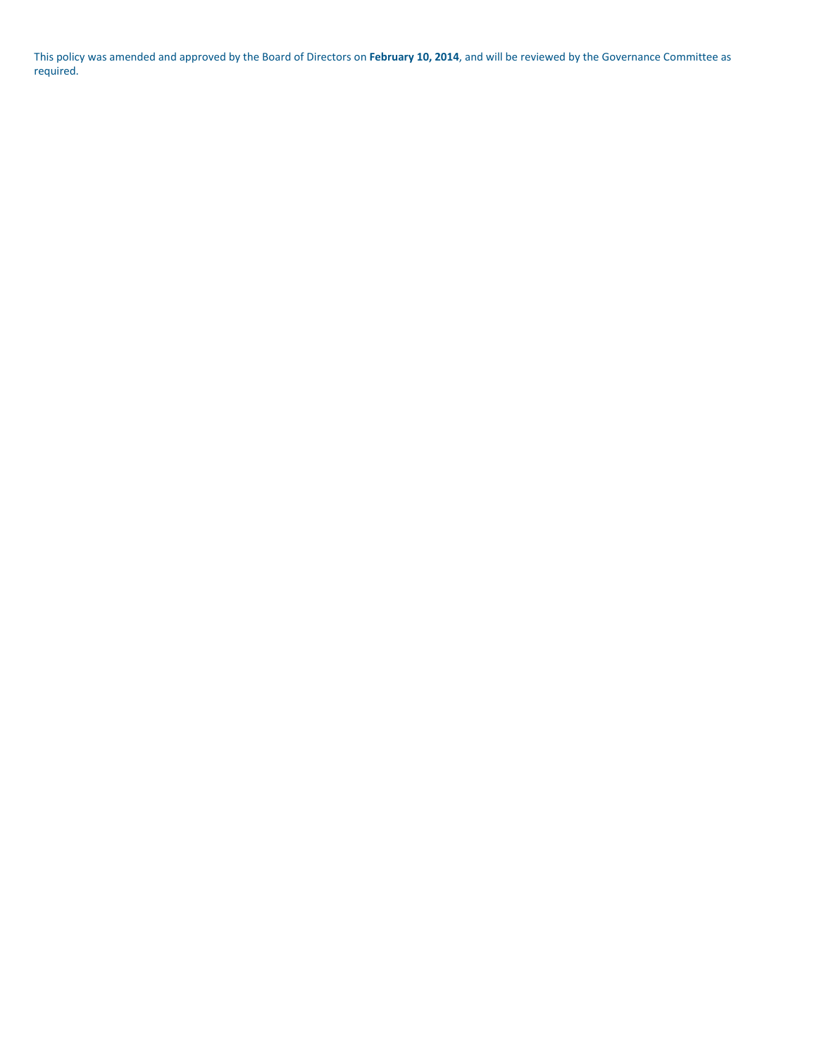This policy was amended and approved by the Board of Directors on **February 10, 2014**, and will be reviewed by the Governance Committee as required.